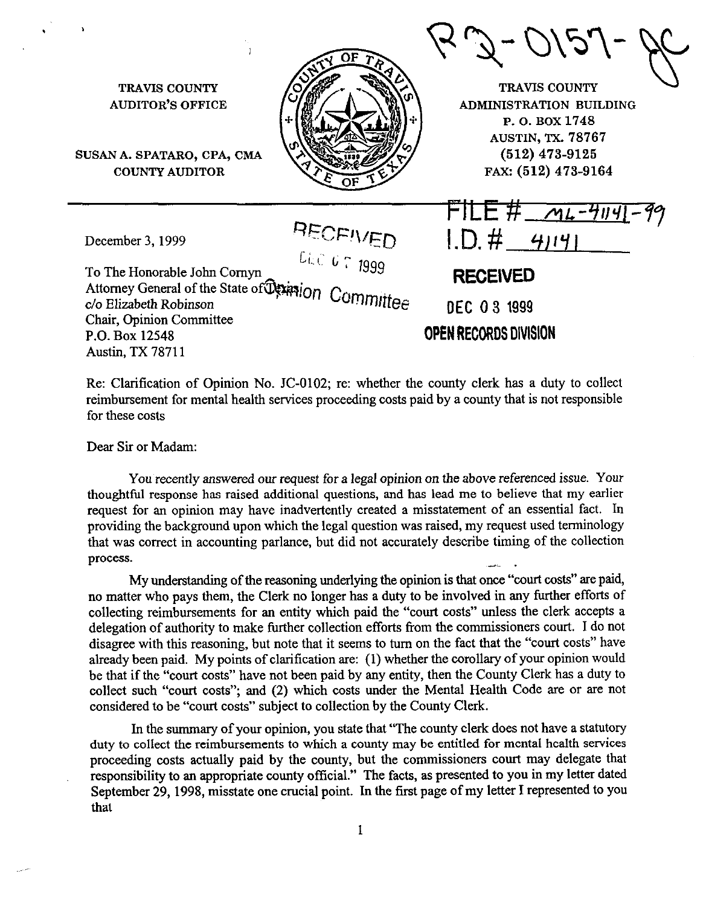RQ-0157-JC

TRAVIS COUNTY
AUDITOR'S OFFICE

SUSAN A. SPATARO, CPA, CMA
COUNTY AUDITOR

TRAVIS COUNTY
ADMINISTRATION BUILDING
P. O. BOX 1748
AUSTIN, TX. 78767
(512) 473-9125
FAX: (512) 473-9164

FILE # ML-41141-99
I.D. # 41141

RECEIVED
DEC 07 1999
Opinion Committee

RECEIVED
DEC 03 1999
OPEN RECORDS DIVISION

December 3, 1999

To The Honorable John Cornyn
Attorney General of the State of Texas
c/o Elizabeth Robinson
Chair, Opinion Committee
P.O. Box 12548
Austin, TX 78711

Re: Clarification of Opinion No. JC-0102; re: whether the county clerk has a duty to collect reimbursement for mental health services proceeding costs paid by a county that is not responsible for these costs

Dear Sir or Madam:

You recently answered our request for a legal opinion on the above referenced issue. Your thoughtful response has raised additional questions, and has lead me to believe that my earlier request for an opinion may have inadvertently created a misstatement of an essential fact. In providing the background upon which the legal question was raised, my request used terminology that was correct in accounting parlance, but did not accurately describe timing of the collection process.

My understanding of the reasoning underlying the opinion is that once "court costs" are paid, no matter who pays them, the Clerk no longer has a duty to be involved in any further efforts of collecting reimbursements for an entity which paid the "court costs" unless the clerk accepts a delegation of authority to make further collection efforts from the commissioners court. I do not disagree with this reasoning, but note that it seems to turn on the fact that the "court costs" have already been paid. My points of clarification are: (1) whether the corollary of your opinion would be that if the "court costs" have not been paid by any entity, then the County Clerk has a duty to collect such "court costs"; and (2) which costs under the Mental Health Code are or are not considered to be "court costs" subject to collection by the County Clerk.

In the summary of your opinion, you state that "The county clerk does not have a statutory duty to collect the reimbursements to which a county may be entitled for mental health services proceeding costs actually paid by the county, but the commissioners court may delegate that responsibility to an appropriate county official." The facts, as presented to you in my letter dated September 29, 1998, misstate one crucial point. In the first page of my letter I represented to you that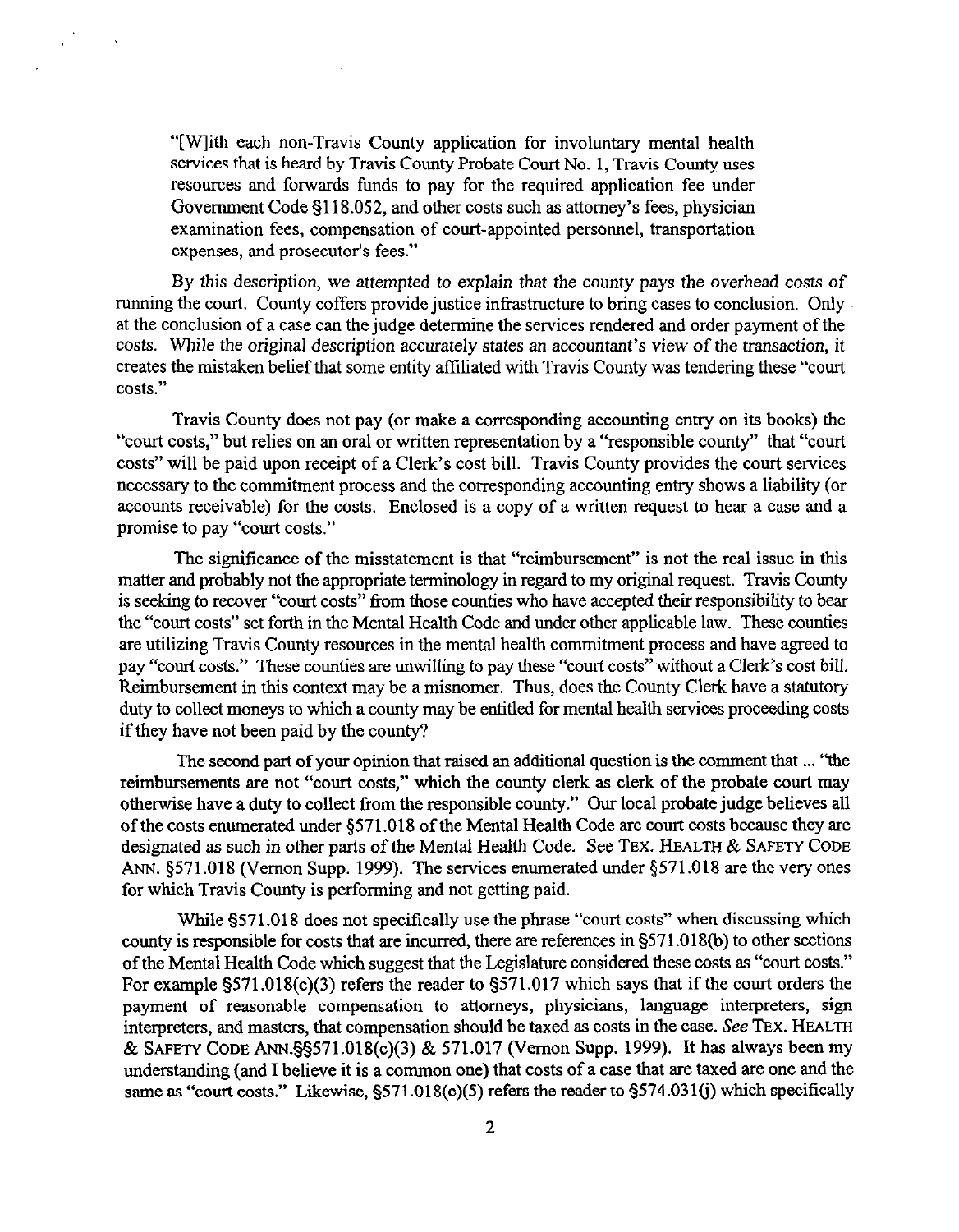> "[W]ith each non-Travis County application for involuntary mental health services that is heard by Travis County Probate Court No. 1, Travis County uses resources and forwards funds to pay for the required application fee under Government Code §118.052, and other costs such as attorney's fees, physician examination fees, compensation of court-appointed personnel, transportation expenses, and prosecutor's fees."

By this description, we attempted to explain that the county pays the overhead costs of running the court. County coffers provide justice infrastructure to bring cases to conclusion. Only at the conclusion of a case can the judge determine the services rendered and order payment of the costs. While the original description accurately states an accountant's view of the transaction, it creates the mistaken belief that some entity affiliated with Travis County was tendering these "court costs."

Travis County does not pay (or make a corresponding accounting entry on its books) the "court costs," but relies on an oral or written representation by a "responsible county" that "court costs" will be paid upon receipt of a Clerk's cost bill. Travis County provides the court services necessary to the commitment process and the corresponding accounting entry shows a liability (or accounts receivable) for the costs. Enclosed is a copy of a written request to hear a case and a promise to pay "court costs."

The significance of the misstatement is that "reimbursement" is not the real issue in this matter and probably not the appropriate terminology in regard to my original request. Travis County is seeking to recover "court costs" from those counties who have accepted their responsibility to bear the "court costs" set forth in the Mental Health Code and under other applicable law. These counties are utilizing Travis County resources in the mental health commitment process and have agreed to pay "court costs." These counties are unwilling to pay these "court costs" without a Clerk's cost bill. Reimbursement in this context may be a misnomer. Thus, does the County Clerk have a statutory duty to collect moneys to which a county may be entitled for mental health services proceeding costs if they have not been paid by the county?

The second part of your opinion that raised an additional question is the comment that ... "the reimbursements are not "court costs," which the county clerk as clerk of the probate court may otherwise have a duty to collect from the responsible county." Our local probate judge believes all of the costs enumerated under §571.018 of the Mental Health Code are court costs because they are designated as such in other parts of the Mental Health Code. See TEX. HEALTH & SAFETY CODE ANN. §571.018 (Vernon Supp. 1999). The services enumerated under §571.018 are the very ones for which Travis County is performing and not getting paid.

While §571.018 does not specifically use the phrase "court costs" when discussing which county is responsible for costs that are incurred, there are references in §571.018(b) to other sections of the Mental Health Code which suggest that the Legislature considered these costs as "court costs." For example §571.018(c)(3) refers the reader to §571.017 which says that if the court orders the payment of reasonable compensation to attorneys, physicians, language interpreters, sign interpreters, and masters, that compensation should be taxed as costs in the case. *See* TEX. HEALTH & SAFETY CODE ANN.§§571.018(c)(3) & 571.017 (Vernon Supp. 1999). It has always been my understanding (and I believe it is a common one) that costs of a case that are taxed are one and the same as "court costs." Likewise, §571.018(c)(5) refers the reader to §574.031(j) which specifically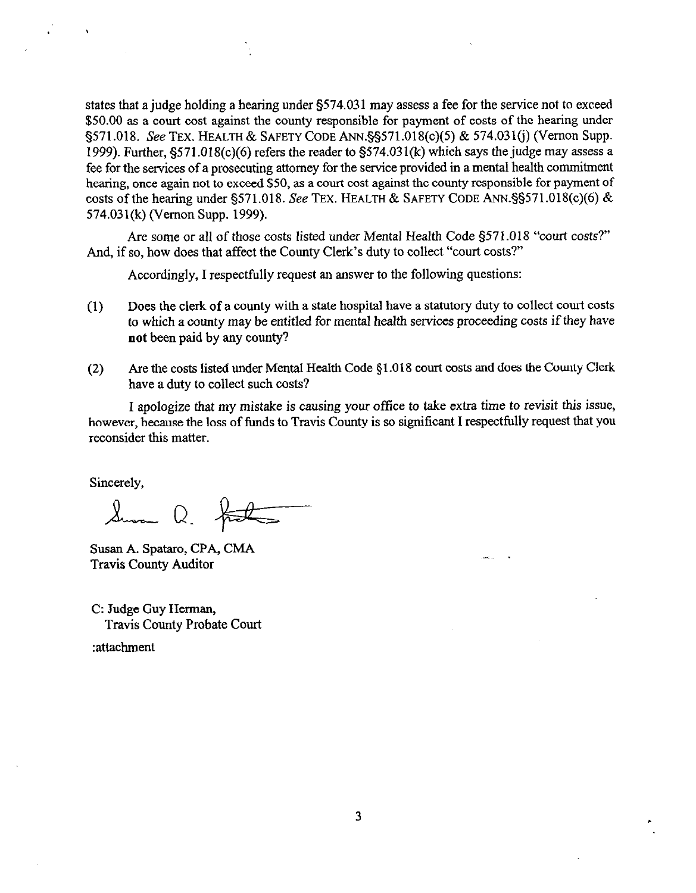states that a judge holding a hearing under §574.031 may assess a fee for the service not to exceed $50.00 as a court cost against the county responsible for payment of costs of the hearing under §571.018. *See* TEX. HEALTH & SAFETY CODE ANN.§§571.018(c)(5) & 574.031(j) (Vernon Supp. 1999). Further, §571.018(c)(6) refers the reader to §574.031(k) which says the judge may assess a fee for the services of a prosecuting attorney for the service provided in a mental health commitment hearing, once again not to exceed $50, as a court cost against the county responsible for payment of costs of the hearing under §571.018. *See* TEX. HEALTH & SAFETY CODE ANN.§§571.018(c)(6) & 574.031(k) (Vernon Supp. 1999).

Are some or all of those costs listed under Mental Health Code §571.018 "court costs?" And, if so, how does that affect the County Clerk's duty to collect "court costs?"

Accordingly, I respectfully request an answer to the following questions:

(1) Does the clerk of a county with a state hospital have a statutory duty to collect court costs to which a county may be entitled for mental health services proceeding costs if they have **not** been paid by any county?

(2) Are the costs listed under Mental Health Code §1.018 court costs and does the County Clerk have a duty to collect such costs?

I apologize that my mistake is causing your office to take extra time to revisit this issue, however, because the loss of funds to Travis County is so significant I respectfully request that you reconsider this matter.

Sincerely,

Susan A. Spataro, CPA, CMA
Travis County Auditor

C: Judge Guy Herman,
Travis County Probate Court

:attachment